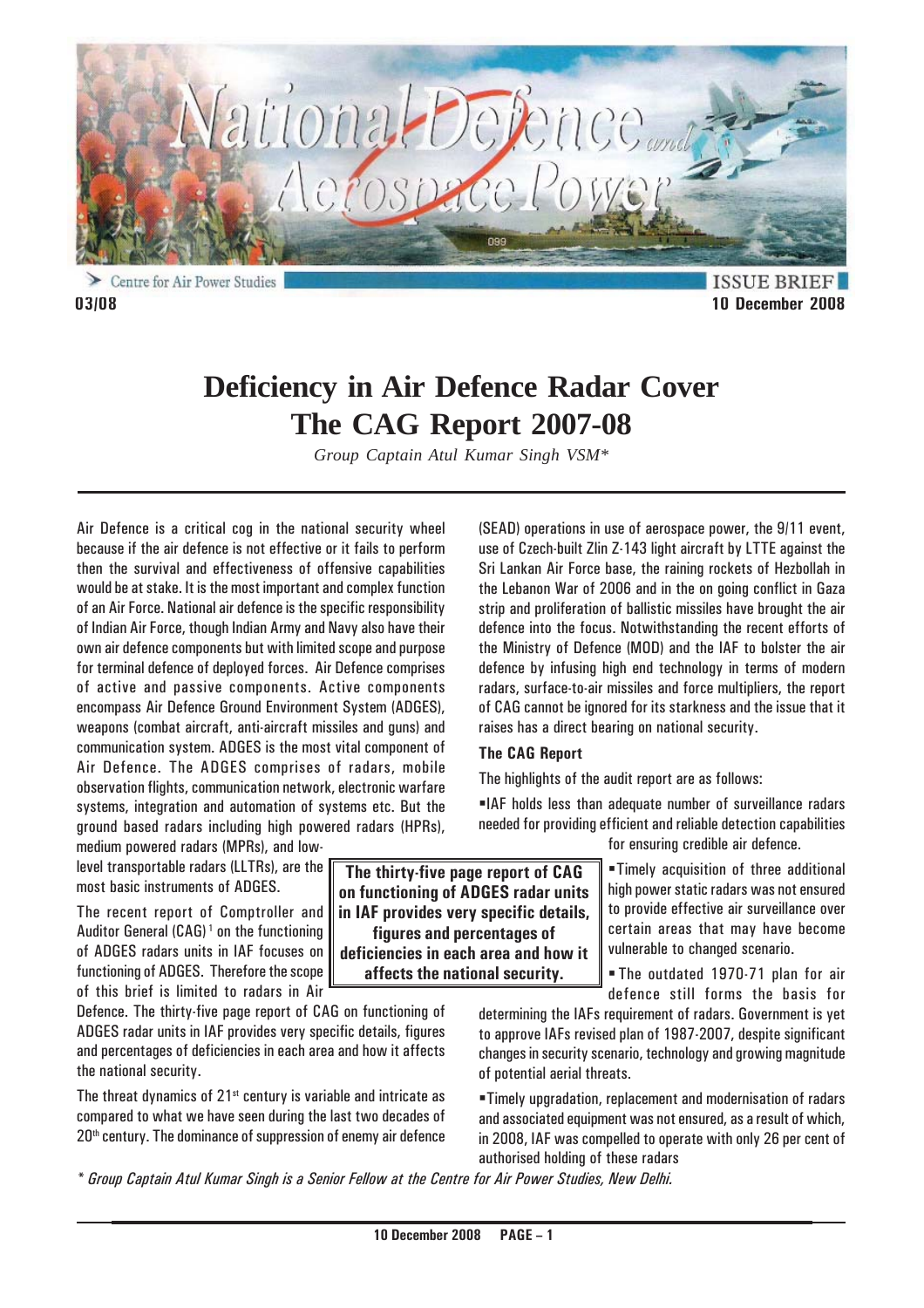Centre for Air Power Studies

ISSUE BRIEF

03/08

10 December 2008

# Deficiency in Air Defence Radar Cover The CAG Report 2007-08

*Group Captain Atul Kumar Singh VSM\**

Air Defence is a critical cog in the national security wheel because if the air defence is not effective or it fails to perform then the survival and effectiveness of offensive capabilities would be at stake. It is the most important and complex function of an Air Force. National air defence is the specific responsibility of Indian Air Force, though Indian Army and Navy also have their own air defence components but with limited scope and purpose for terminal defence of deployed forces. Air Defence comprises of active and passive components. Active components encompass Air Defence Ground Environment System (ADGES), weapons (combat aircraft, anti-aircraft missiles and guns) and communication system. ADGES is the most vital component of Air Defence. The ADGES comprises of radars, mobile observation flights, communication network, electronic warfare systems, integration and automation of systems etc. But the ground based radars including high powered radars (HPRs), medium powered radars (MPRs), and low-level transportable radars (LLTRs), are the most basic instruments of ADGES.

The recent report of Comptroller and Auditor General (CAG)[1] on the functioning of ADGES radars units in IAF focuses on functioning of ADGES. Therefore the scope of this brief is limited to radars in Air Defence. The thirty-five page report of CAG on functioning of ADGES radar units in IAF provides very specific details, figures and percentages of deficiencies in each area and how it affects the national security.

> **The thirty-five page report of CAG on functioning of ADGES radar units in IAF provides very specific details, figures and percentages of deficiencies in each area and how it affects the national security.**

The threat dynamics of 21st century is variable and intricate as compared to what we have seen during the last two decades of 20th century. The dominance of suppression of enemy air defence (SEAD) operations in use of aerospace power, the 9/11 event, use of Czech-built Zlin Z-143 light aircraft by LTTE against the Sri Lankan Air Force base, the raining rockets of Hezbollah in the Lebanon War of 2006 and in the on going conflict in Gaza strip and proliferation of ballistic missiles have brought the air defence into the focus. Notwithstanding the recent efforts of the Ministry of Defence (MOD) and the IAF to bolster the air defence by infusing high end technology in terms of modern radars, surface-to-air missiles and force multipliers, the report of CAG cannot be ignored for its starkness and the issue that it raises has a direct bearing on national security.

### The CAG Report

The highlights of the audit report are as follows:

- IAF holds less than adequate number of surveillance radars needed for providing efficient and reliable detection capabilities for ensuring credible air defence.
- Timely acquisition of three additional high power static radars was not ensured to provide effective air surveillance over certain areas that may have become vulnerable to changed scenario.
- The outdated 1970-71 plan for air defence still forms the basis for determining the IAFs requirement of radars. Government is yet to approve IAFs revised plan of 1987-2007, despite significant changes in security scenario, technology and growing magnitude of potential aerial threats.
- Timely upgradation, replacement and modernisation of radars and associated equipment was not ensured, as a result of which, in 2008, IAF was compelled to operate with only 26 per cent of authorised holding of these radars

*\* Group Captain Atul Kumar Singh is a Senior Fellow at the Centre for Air Power Studies, New Delhi.*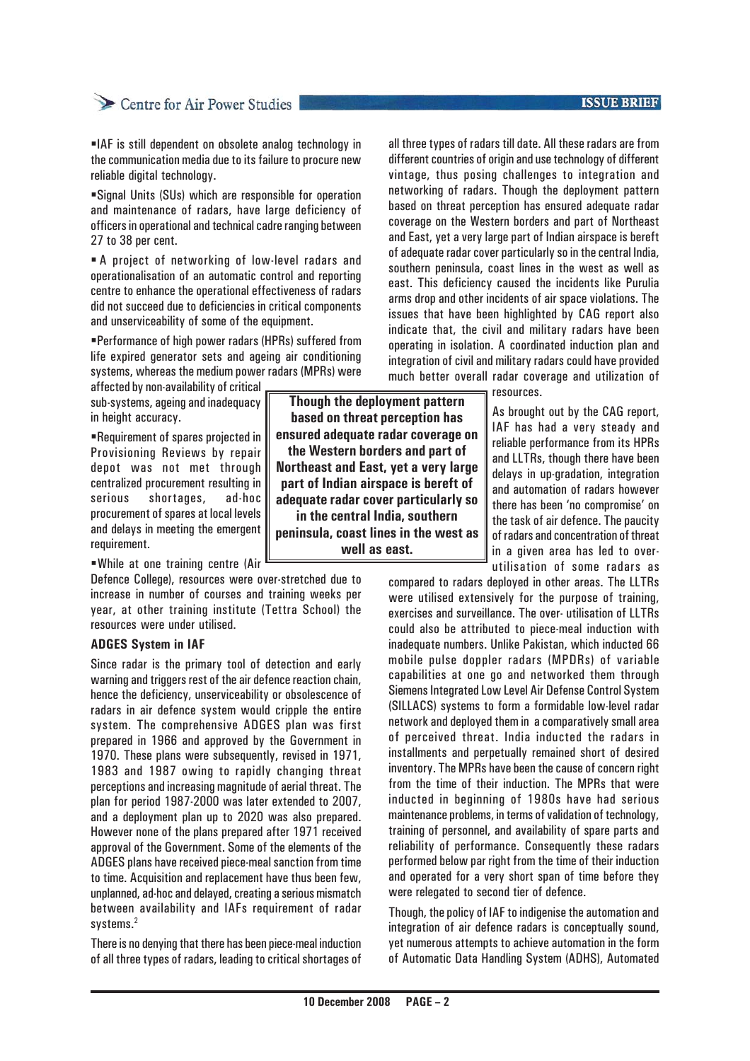- IAF is still dependent on obsolete analog technology in the communication media due to its failure to procure new reliable digital technology.
- Signal Units (SUs) which are responsible for operation and maintenance of radars, have large deficiency of officers in operational and technical cadre ranging between 27 to 38 per cent.
- A project of networking of low-level radars and operationalisation of an automatic control and reporting centre to enhance the operational effectiveness of radars did not succeed due to deficiencies in critical components and unserviceability of some of the equipment.
- Performance of high power radars (HPRs) suffered from life expired generator sets and ageing air conditioning systems, whereas the medium power radars (MPRs) were affected by non-availability of critical sub-systems, ageing and inadequacy in height accuracy.
- Requirement of spares projected in Provisioning Reviews by repair depot was not met through centralized procurement resulting in serious shortages, ad-hoc procurement of spares at local levels and delays in meeting the emergent requirement.
- While at one training centre (Air Defence College), resources were over-stretched due to increase in number of courses and training weeks per year, at other training institute (Tettra School) the resources were under utilised.

**ADGES System in IAF**

Since radar is the primary tool of detection and early warning and triggers rest of the air defence reaction chain, hence the deficiency, unserviceability or obsolescence of radars in air defence system would cripple the entire system. The comprehensive ADGES plan was first prepared in 1966 and approved by the Government in 1970. These plans were subsequently, revised in 1971, 1983 and 1987 owing to rapidly changing threat perceptions and increasing magnitude of aerial threat. The plan for period 1987-2000 was later extended to 2007, and a deployment plan up to 2020 was also prepared. However none of the plans prepared after 1971 received approval of the Government. Some of the elements of the ADGES plans have received piece-meal sanction from time to time. Acquisition and replacement have thus been few, unplanned, ad-hoc and delayed, creating a serious mismatch between availability and IAFs requirement of radar systems.[2]

There is no denying that there has been piece-meal induction of all three types of radars, leading to critical shortages of all three types of radars till date. All these radars are from different countries of origin and use technology of different vintage, thus posing challenges to integration and networking of radars. Though the deployment pattern based on threat perception has ensured adequate radar coverage on the Western borders and part of Northeast and East, yet a very large part of Indian airspace is bereft of adequate radar cover particularly so in the central India, southern peninsula, coast lines in the west as well as east. This deficiency caused the incidents like Purulia arms drop and other incidents of air space violations. The issues that have been highlighted by CAG report also indicate that, the civil and military radars have been operating in isolation. A coordinated induction plan and integration of civil and military radars could have provided much better overall radar coverage and utilization of resources.

> **Though the deployment pattern based on threat perception has ensured adequate radar coverage on the Western borders and part of Northeast and East, yet a very large part of Indian airspace is bereft of adequate radar cover particularly so in the central India, southern peninsula, coast lines in the west as well as east.**

As brought out by the CAG report, IAF has had a very steady and reliable performance from its HPRs and LLTRs, though there have been delays in up-gradation, integration and automation of radars however there has been 'no compromise' on the task of air defence. The paucity of radars and concentration of threat in a given area has led to over-utilisation of some radars as compared to radars deployed in other areas. The LLTRs were utilised extensively for the purpose of training, exercises and surveillance. The over- utilisation of LLTRs could also be attributed to piece-meal induction with inadequate numbers. Unlike Pakistan, which inducted 66 mobile pulse doppler radars (MPDRs) of variable capabilities at one go and networked them through Siemens Integrated Low Level Air Defense Control System (SILLACS) systems to form a formidable low-level radar network and deployed them in a comparatively small area of perceived threat. India inducted the radars in installments and perpetually remained short of desired inventory. The MPRs have been the cause of concern right from the time of their induction. The MPRs that were inducted in beginning of 1980s have had serious maintenance problems, in terms of validation of technology, training of personnel, and availability of spare parts and reliability of performance. Consequently these radars performed below par right from the time of their induction and operated for a very short span of time before they were relegated to second tier of defence.

Though, the policy of IAF to indigenise the automation and integration of air defence radars is conceptually sound, yet numerous attempts to achieve automation in the form of Automatic Data Handling System (ADHS), Automated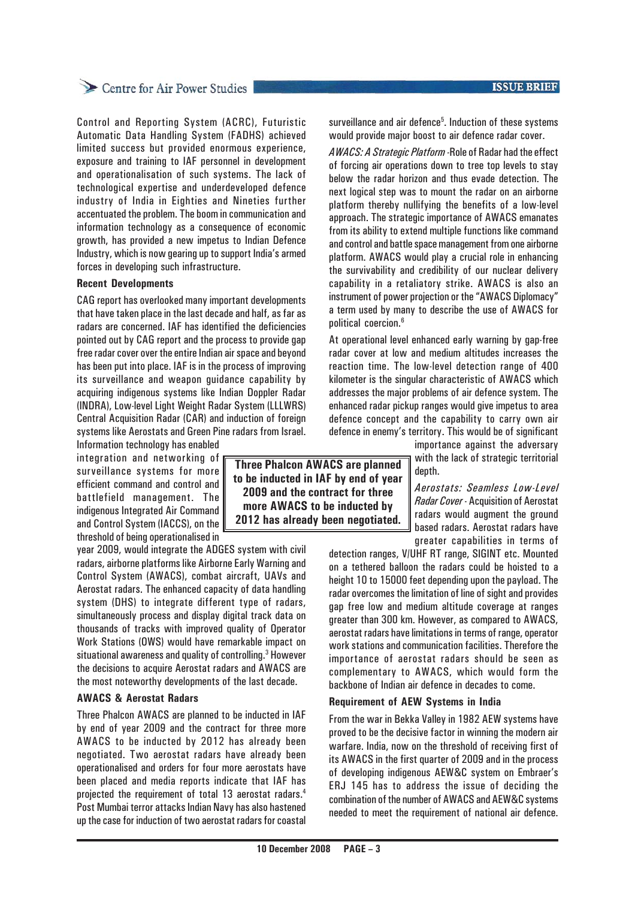Control and Reporting System (ACRC), Futuristic Automatic Data Handling System (FADHS) achieved limited success but provided enormous experience, exposure and training to IAF personnel in development and operationalisation of such systems. The lack of technological expertise and underdeveloped defence industry of India in Eighties and Nineties further accentuated the problem. The boom in communication and information technology as a consequence of economic growth, has provided a new impetus to Indian Defence Industry, which is now gearing up to support India's armed forces in developing such infrastructure.

**Recent Developments**

CAG report has overlooked many important developments that have taken place in the last decade and half, as far as radars are concerned. IAF has identified the deficiencies pointed out by CAG report and the process to provide gap free radar cover over the entire Indian air space and beyond has been put into place. IAF is in the process of improving its surveillance and weapon guidance capability by acquiring indigenous systems like Indian Doppler Radar (INDRA), Low-level Light Weight Radar System (LLLWRS) Central Acquisition Radar (CAR) and induction of foreign systems like Aerostats and Green Pine radars from Israel. Information technology has enabled integration and networking of surveillance systems for more efficient command and control and battlefield management. The indigenous Integrated Air Command and Control System (IACCS), on the threshold of being operationalised in year 2009, would integrate the ADGES system with civil radars, airborne platforms like Airborne Early Warning and Control System (AWACS), combat aircraft, UAVs and Aerostat radars. The enhanced capacity of data handling system (DHS) to integrate different type of radars, simultaneously process and display digital track data on thousands of tracks with improved quality of Operator Work Stations (OWS) would have remarkable impact on situational awareness and quality of controlling.[3] However the decisions to acquire Aerostat radars and AWACS are the most noteworthy developments of the last decade.

**Three Phalcon AWACS are planned to be inducted in IAF by end of year 2009 and the contract for three more AWACS to be inducted by 2012 has already been negotiated.**

**AWACS & Aerostat Radars**

Three Phalcon AWACS are planned to be inducted in IAF by end of year 2009 and the contract for three more AWACS to be inducted by 2012 has already been negotiated. Two aerostat radars have already been operationalised and orders for four more aerostats have been placed and media reports indicate that IAF has projected the requirement of total 13 aerostat radars.[4] Post Mumbai terror attacks Indian Navy has also hastened up the case for induction of two aerostat radars for coastal surveillance and air defence[5]. Induction of these systems would provide major boost to air defence radar cover.

*AWACS: A Strategic Platform* -Role of Radar had the effect of forcing air operations down to tree top levels to stay below the radar horizon and thus evade detection. The next logical step was to mount the radar on an airborne platform thereby nullifying the benefits of a low-level approach. The strategic importance of AWACS emanates from its ability to extend multiple functions like command and control and battle space management from one airborne platform. AWACS would play a crucial role in enhancing the survivability and credibility of our nuclear delivery capability in a retaliatory strike. AWACS is also an instrument of power projection or the "AWACS Diplomacy" a term used by many to describe the use of AWACS for political coercion.[6]

At operational level enhanced early warning by gap-free radar cover at low and medium altitudes increases the reaction time. The low-level detection range of 400 kilometer is the singular characteristic of AWACS which addresses the major problems of air defence system. The enhanced radar pickup ranges would give impetus to area defence concept and the capability to carry own air defence in enemy's territory. This would be of significant importance against the adversary with the lack of strategic territorial depth.

*Aerostats: Seamless Low-Level Radar Cover* - Acquisition of Aerostat radars would augment the ground based radars. Aerostat radars have greater capabilities in terms of detection ranges, V/UHF RT range, SIGINT etc. Mounted on a tethered balloon the radars could be hoisted to a height 10 to 15000 feet depending upon the payload. The radar overcomes the limitation of line of sight and provides gap free low and medium altitude coverage at ranges greater than 300 km. However, as compared to AWACS, aerostat radars have limitations in terms of range, operator work stations and communication facilities. Therefore the importance of aerostat radars should be seen as complementary to AWACS, which would form the backbone of Indian air defence in decades to come.

**Requirement of AEW Systems in India**

From the war in Bekka Valley in 1982 AEW systems have proved to be the decisive factor in winning the modern air warfare. India, now on the threshold of receiving first of its AWACS in the first quarter of 2009 and in the process of developing indigenous AEW&C system on Embraer's ERJ 145 has to address the issue of deciding the combination of the number of AWACS and AEW&C systems needed to meet the requirement of national air defence.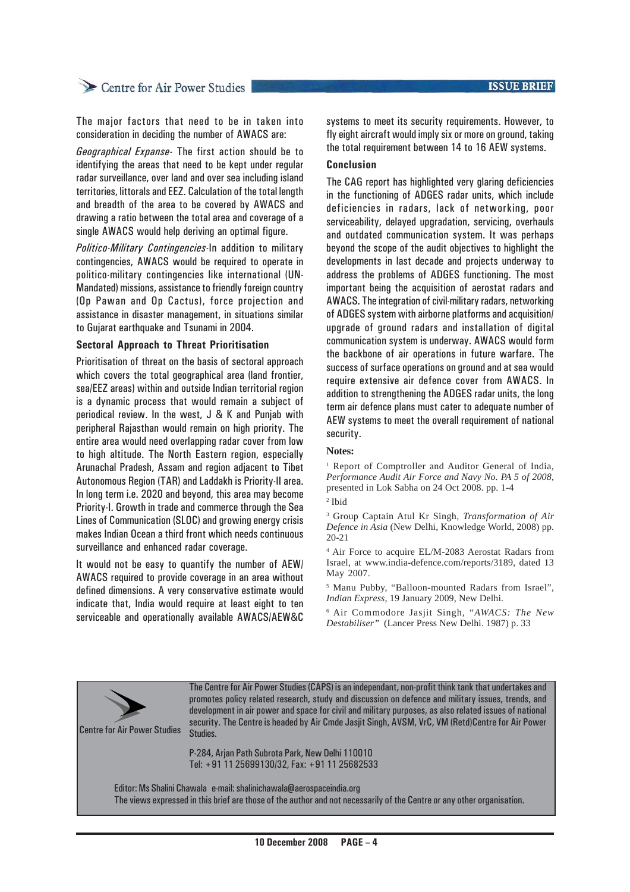The major factors that need to be in taken into consideration in deciding the number of AWACS are:

*Geographical Expanse*- The first action should be to identifying the areas that need to be kept under regular radar surveillance, over land and over sea including island territories, littorals and EEZ. Calculation of the total length and breadth of the area to be covered by AWACS and drawing a ratio between the total area and coverage of a single AWACS would help deriving an optimal figure.

*Politico-Military Contingencies*-In addition to military contingencies, AWACS would be required to operate in politico-military contingencies like international (UN-Mandated) missions, assistance to friendly foreign country (Op Pawan and Op Cactus), force projection and assistance in disaster management, in situations similar to Gujarat earthquake and Tsunami in 2004.

**Sectoral Approach to Threat Prioritisation**

Prioritisation of threat on the basis of sectoral approach which covers the total geographical area (land frontier, sea/EEZ areas) within and outside Indian territorial region is a dynamic process that would remain a subject of periodical review. In the west, J & K and Punjab with peripheral Rajasthan would remain on high priority. The entire area would need overlapping radar cover from low to high altitude. The North Eastern region, especially Arunachal Pradesh, Assam and region adjacent to Tibet Autonomous Region (TAR) and Laddakh is Priority-II area. In long term i.e. 2020 and beyond, this area may become Priority-I. Growth in trade and commerce through the Sea Lines of Communication (SLOC) and growing energy crisis makes Indian Ocean a third front which needs continuous surveillance and enhanced radar coverage.

It would not be easy to quantify the number of AEW/AWACS required to provide coverage in an area without defined dimensions. A very conservative estimate would indicate that, India would require at least eight to ten serviceable and operationally available AWACS/AEW&C systems to meet its security requirements. However, to fly eight aircraft would imply six or more on ground, taking the total requirement between 14 to 16 AEW systems.

**Conclusion**

The CAG report has highlighted very glaring deficiencies in the functioning of ADGES radar units, which include deficiencies in radars, lack of networking, poor serviceability, delayed upgradation, servicing, overhauls and outdated communication system. It was perhaps beyond the scope of the audit objectives to highlight the developments in last decade and projects underway to address the problems of ADGES functioning. The most important being the acquisition of aerostat radars and AWACS. The integration of civil-military radars, networking of ADGES system with airborne platforms and acquisition/upgrade of ground radars and installation of digital communication system is underway. AWACS would form the backbone of air operations in future warfare. The success of surface operations on ground and at sea would require extensive air defence cover from AWACS. In addition to strengthening the ADGES radar units, the long term air defence plans must cater to adequate number of AEW systems to meet the overall requirement of national security.

**Notes:**

[1] Report of Comptroller and Auditor General of India, *Performance Audit Air Force and Navy No. PA 5 of 2008*, presented in Lok Sabha on 24 Oct 2008. pp. 1-4

[2] Ibid

[3] Group Captain Atul Kr Singh, *Transformation of Air Defence in Asia* (New Delhi, Knowledge World, 2008) pp. 20-21

[4] Air Force to acquire EL/M-2083 Aerostat Radars from Israel, at www.india-defence.com/reports/3189, dated 13 May 2007.

[5] Manu Pubby, "Balloon-mounted Radars from Israel", *Indian Express*, 19 January 2009, New Delhi.

[6] Air Commodore Jasjit Singh, "*AWACS: The New Destabiliser"* (Lancer Press New Delhi. 1987) p. 33

---

Centre for Air Power Studies

The Centre for Air Power Studies (CAPS) is an independant, non-profit think tank that undertakes and promotes policy related research, study and discussion on defence and military issues, trends, and development in air power and space for civil and military purposes, as also related issues of national security. The Centre is headed by Air Cmde Jasjit Singh, AVSM, VrC, VM (Retd)Centre for Air Power Studies.

P-284, Arjan Path Subrota Park, New Delhi 110010
Tel: +91 11 25699130/32, Fax: +91 11 25682533

Editor: Ms Shalini Chawala e-mail: shalinichawala@aerospaceindia.org
The views expressed in this brief are those of the author and not necessarily of the Centre or any other organisation.